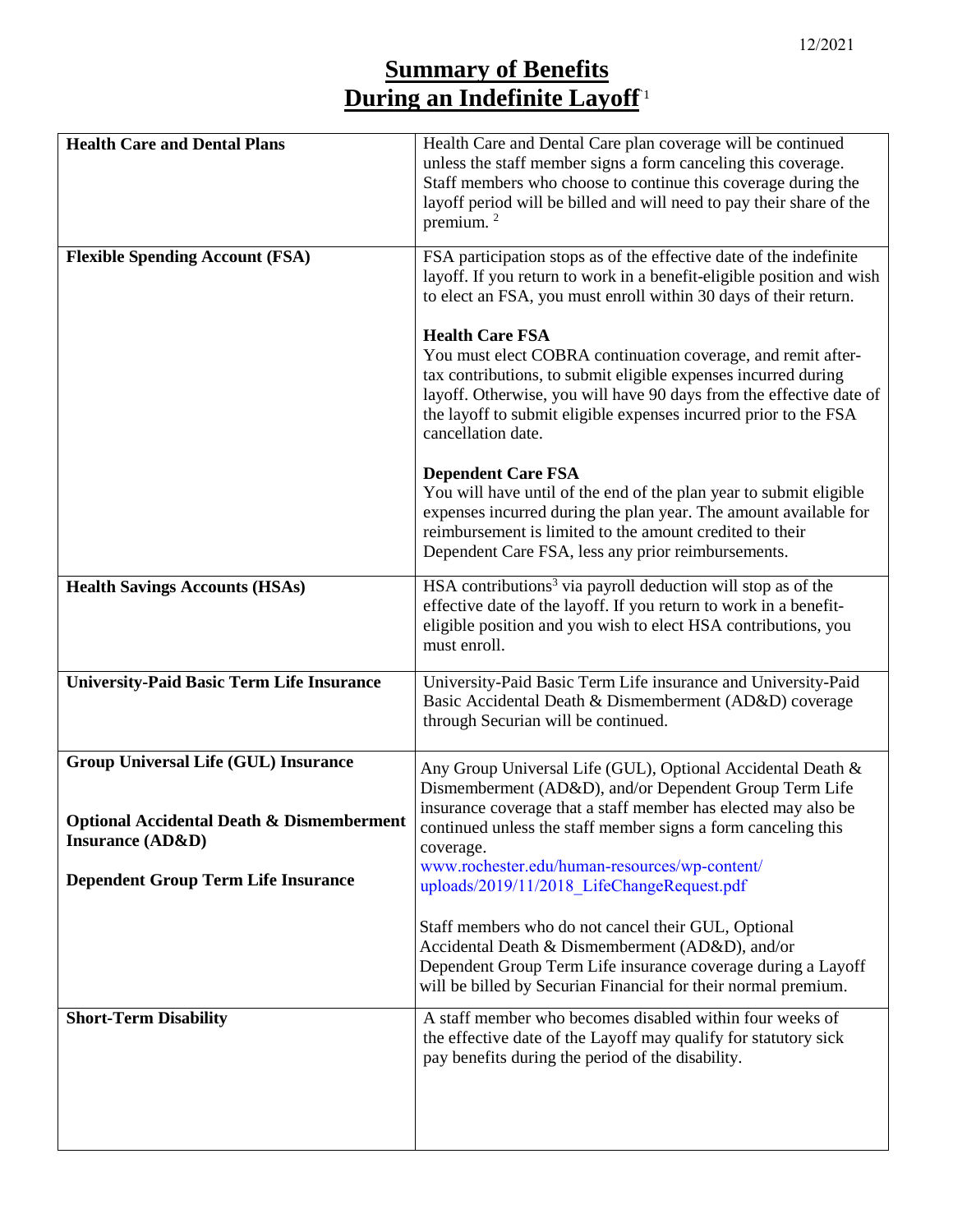# Summary of Benefits During an Indefinite Layoff[1]

| | |
|---|---|
| **Health Care and Dental Plans** | Health Care and Dental Care plan coverage will be continued unless the staff member signs a form canceling this coverage. Staff members who choose to continue this coverage during the layoff period will be billed and will need to pay their share of the premium. [2] |
| **Flexible Spending Account (FSA)** | FSA participation stops as of the effective date of the indefinite layoff. If you return to work in a benefit-eligible position and wish to elect an FSA, you must enroll within 30 days of their return.<br><br>**Health Care FSA**<br>You must elect COBRA continuation coverage, and remit after-tax contributions, to submit eligible expenses incurred during layoff. Otherwise, you will have 90 days from the effective date of the layoff to submit eligible expenses incurred prior to the FSA cancellation date.<br><br>**Dependent Care FSA**<br>You will have until of the end of the plan year to submit eligible expenses incurred during the plan year. The amount available for reimbursement is limited to the amount credited to their Dependent Care FSA, less any prior reimbursements. |
| **Health Savings Accounts (HSAs)** | HSA contributions[3] via payroll deduction will stop as of the effective date of the layoff. If you return to work in a benefit-eligible position and you wish to elect HSA contributions, you must enroll. |
| **University-Paid Basic Term Life Insurance** | University-Paid Basic Term Life insurance and University-Paid Basic Accidental Death & Dismemberment (AD&D) coverage through Securian will be continued. |
| **Group Universal Life (GUL) Insurance**<br><br>**Optional Accidental Death & Dismemberment Insurance (AD&D)**<br><br>**Dependent Group Term Life Insurance** | Any Group Universal Life (GUL), Optional Accidental Death & Dismemberment (AD&D), and/or Dependent Group Term Life insurance coverage that a staff member has elected may also be continued unless the staff member signs a form canceling this coverage.<br>www.rochester.edu/human-resources/wp-content/uploads/2019/11/2018_LifeChangeRequest.pdf<br><br>Staff members who do not cancel their GUL, Optional Accidental Death & Dismemberment (AD&D), and/or Dependent Group Term Life insurance coverage during a Layoff will be billed by Securian Financial for their normal premium. |
| **Short-Term Disability** | A staff member who becomes disabled within four weeks of the effective date of the Layoff may qualify for statutory sick pay benefits during the period of the disability. |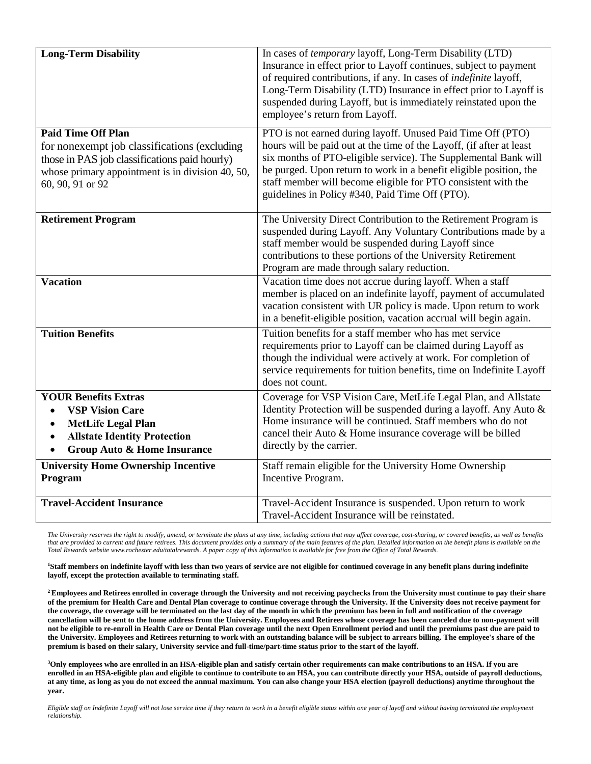| | |
|---|---|
| **Long-Term Disability** | In cases of *temporary* layoff, Long-Term Disability (LTD) Insurance in effect prior to Layoff continues, subject to payment of required contributions, if any. In cases of *indefinite* layoff, Long-Term Disability (LTD) Insurance in effect prior to Layoff is suspended during Layoff, but is immediately reinstated upon the employee's return from Layoff. |
| **Paid Time Off Plan** for nonexempt job classifications (excluding those in PAS job classifications paid hourly) whose primary appointment is in division 40, 50, 60, 90, 91 or 92 | PTO is not earned during layoff. Unused Paid Time Off (PTO) hours will be paid out at the time of the Layoff, (if after at least six months of PTO-eligible service). The Supplemental Bank will be purged. Upon return to work in a benefit eligible position, the staff member will become eligible for PTO consistent with the guidelines in Policy #340, Paid Time Off (PTO). |
| **Retirement Program** | The University Direct Contribution to the Retirement Program is suspended during Layoff. Any Voluntary Contributions made by a staff member would be suspended during Layoff since contributions to these portions of the University Retirement Program are made through salary reduction. |
| **Vacation** | Vacation time does not accrue during layoff. When a staff member is placed on an indefinite layoff, payment of accumulated vacation consistent with UR policy is made. Upon return to work in a benefit-eligible position, vacation accrual will begin again. |
| **Tuition Benefits** | Tuition benefits for a staff member who has met service requirements prior to Layoff can be claimed during Layoff as though the individual were actively at work. For completion of service requirements for tuition benefits, time on Indefinite Layoff does not count. |
| **YOUR Benefits Extras** <br>• **VSP Vision Care** <br>• **MetLife Legal Plan** <br>• **Allstate Identity Protection** <br>• **Group Auto & Home Insurance** | Coverage for VSP Vision Care, MetLife Legal Plan, and Allstate Identity Protection will be suspended during a layoff. Any Auto & Home insurance will be continued. Staff members who do not cancel their Auto & Home insurance coverage will be billed directly by the carrier. |
| **University Home Ownership Incentive Program** | Staff remain eligible for the University Home Ownership Incentive Program. |
| **Travel-Accident Insurance** | Travel-Accident Insurance is suspended. Upon return to work Travel-Accident Insurance will be reinstated. |

*The University reserves the right to modify, amend, or terminate the plans at any time, including actions that may affect coverage, cost-sharing, or covered benefits, as well as benefits that are provided to current and future retirees. This document provides only a summary of the main features of the plan. Detailed information on the benefit plans is available on the Total Rewards website www.rochester.edu/totalrewards. A paper copy of this information is available for free from the Office of Total Rewards.*

**[1]Staff members on indefinite layoff with less than two years of service are not eligible for continued coverage in any benefit plans during indefinite layoff, except the protection available to terminating staff.**

**[2] Employees and Retirees enrolled in coverage through the University and not receiving paychecks from the University must continue to pay their share of the premium for Health Care and Dental Plan coverage to continue coverage through the University. If the University does not receive payment for the coverage, the coverage will be terminated on the last day of the month in which the premium has been in full and notification of the coverage cancellation will be sent to the home address from the University. Employees and Retirees whose coverage has been canceled due to non-payment will not be eligible to re-enroll in Health Care or Dental Plan coverage until the next Open Enrollment period and until the premiums past due are paid to the University. Employees and Retirees returning to work with an outstanding balance will be subject to arrears billing. The employee's share of the premium is based on their salary, University service and full-time/part-time status prior to the start of the layoff.**

**[3]Only employees who are enrolled in an HSA-eligible plan and satisfy certain other requirements can make contributions to an HSA. If you are enrolled in an HSA-eligible plan and eligible to continue to contribute to an HSA, you can contribute directly your HSA, outside of payroll deductions, at any time, as long as you do not exceed the annual maximum. You can also change your HSA election (payroll deductions) anytime throughout the year.**

*Eligible staff on Indefinite Layoff will not lose service time if they return to work in a benefit eligible status within one year of layoff and without having terminated the employment relationship.*